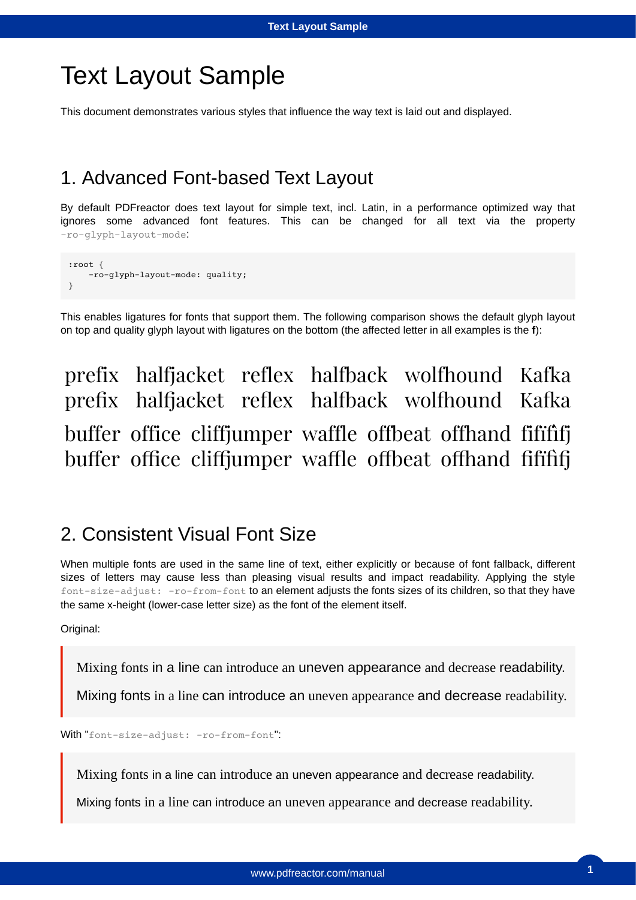# Text Layout Sample

This document demonstrates various styles that influence the way text is laid out and displayed.

## 1. Advanced Font-based Text Layout

By default PDFreactor does text layout for simple text, incl. Latin, in a performance optimized way that ignores some advanced font features. This can be changed for all text via the property `-ro-glyph-layout-mode`:

```
:root {
    -ro-glyph-layout-mode: quality;
}
```

This enables ligatures for fonts that support them. The following comparison shows the default glyph layout on top and quality glyph layout with ligatures on the bottom (the affected letter in all examples is the **f**):

prefix halfjacket reflex halfback wolfhound Kafka
prefix halfjacket reflex halfback wolfhound Kafka

buffer office cliffjumper waffle offbeat offhand fififîfj
buffer office cliffjumper waffle offbeat offhand fififîfj

## 2. Consistent Visual Font Size

When multiple fonts are used in the same line of text, either explicitly or because of font fallback, different sizes of letters may cause less than pleasing visual results and impact readability. Applying the style `font-size-adjust: -ro-from-font` to an element adjusts the fonts sizes of its children, so that they have the same x-height (lower-case letter size) as the font of the element itself.

Original:

> Mixing fonts in a line can introduce an uneven appearance and decrease readability.
>
> Mixing fonts in a line can introduce an uneven appearance and decrease readability.

With "`font-size-adjust: -ro-from-font`":

> Mixing fonts in a line can introduce an uneven appearance and decrease readability.
>
> Mixing fonts in a line can introduce an uneven appearance and decrease readability.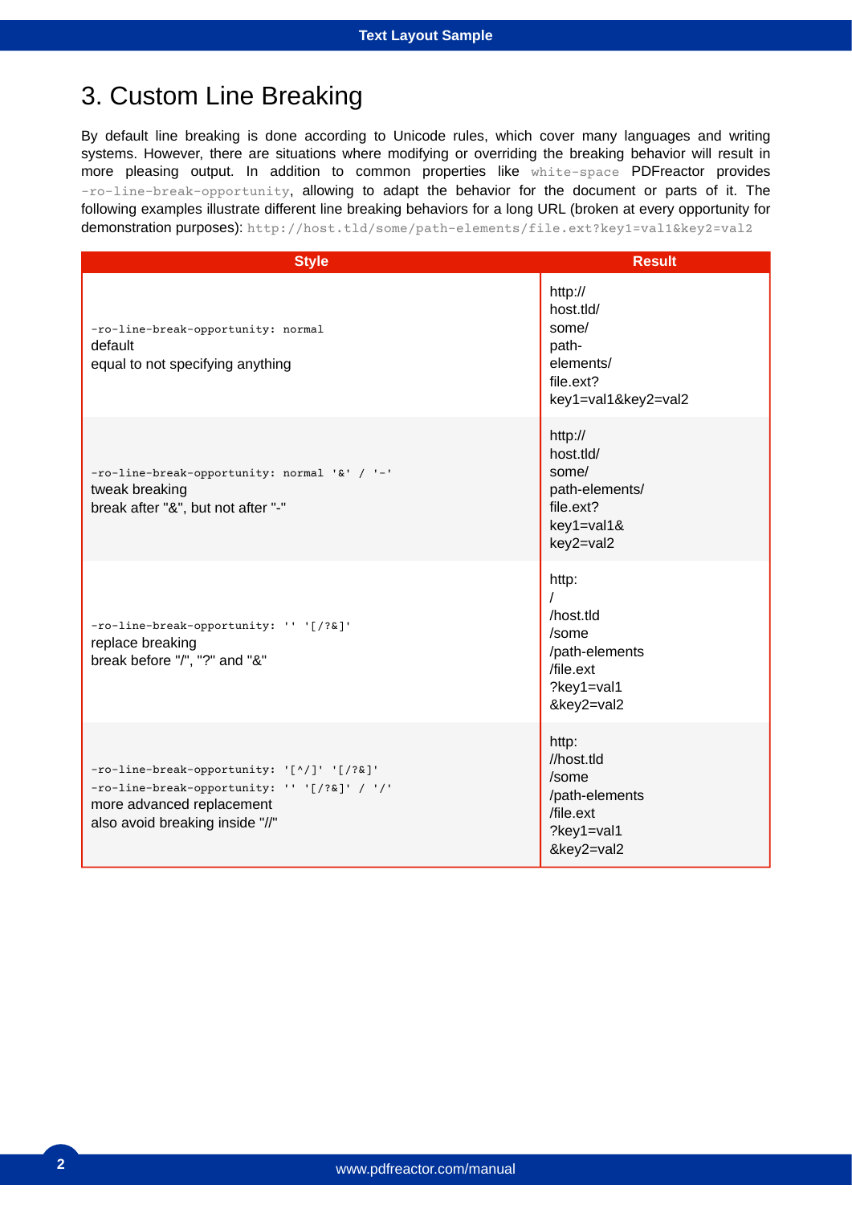# 3. Custom Line Breaking

By default line breaking is done according to Unicode rules, which cover many languages and writing systems. However, there are situations where modifying or overriding the breaking behavior will result in more pleasing output. In addition to common properties like `white-space` PDFreactor provides `-ro-line-break-opportunity`, allowing to adapt the behavior for the document or parts of it. The following examples illustrate different line breaking behaviors for a long URL (broken at every opportunity for demonstration purposes): `http://host.tld/some/path-elements/file.ext?key1=val1&key2=val2`

| Style | Result |
|---|---|
| `-ro-line-break-opportunity: normal`<br>default<br>equal to not specifying anything | http://<br>host.tld/<br>some/<br>path-<br>elements/<br>file.ext?<br>key1=val1&key2=val2 |
| `-ro-line-break-opportunity: normal '&' / '-'`<br>tweak breaking<br>break after "&", but not after "-" | http://<br>host.tld/<br>some/<br>path-elements/<br>file.ext?<br>key1=val1&<br>key2=val2 |
| `-ro-line-break-opportunity: '' '[/?&]'`<br>replace breaking<br>break before "/", "?" and "&" | http:<br>/<br>/host.tld<br>/some<br>/path-elements<br>/file.ext<br>?key1=val1<br>&key2=val2 |
| `-ro-line-break-opportunity: '[^/]' '[/?&]'`<br>`-ro-line-break-opportunity: '' '[/?&]' / '/'`<br>more advanced replacement<br>also avoid breaking inside "//" | http:<br>//host.tld<br>/some<br>/path-elements<br>/file.ext<br>?key1=val1<br>&key2=val2 |